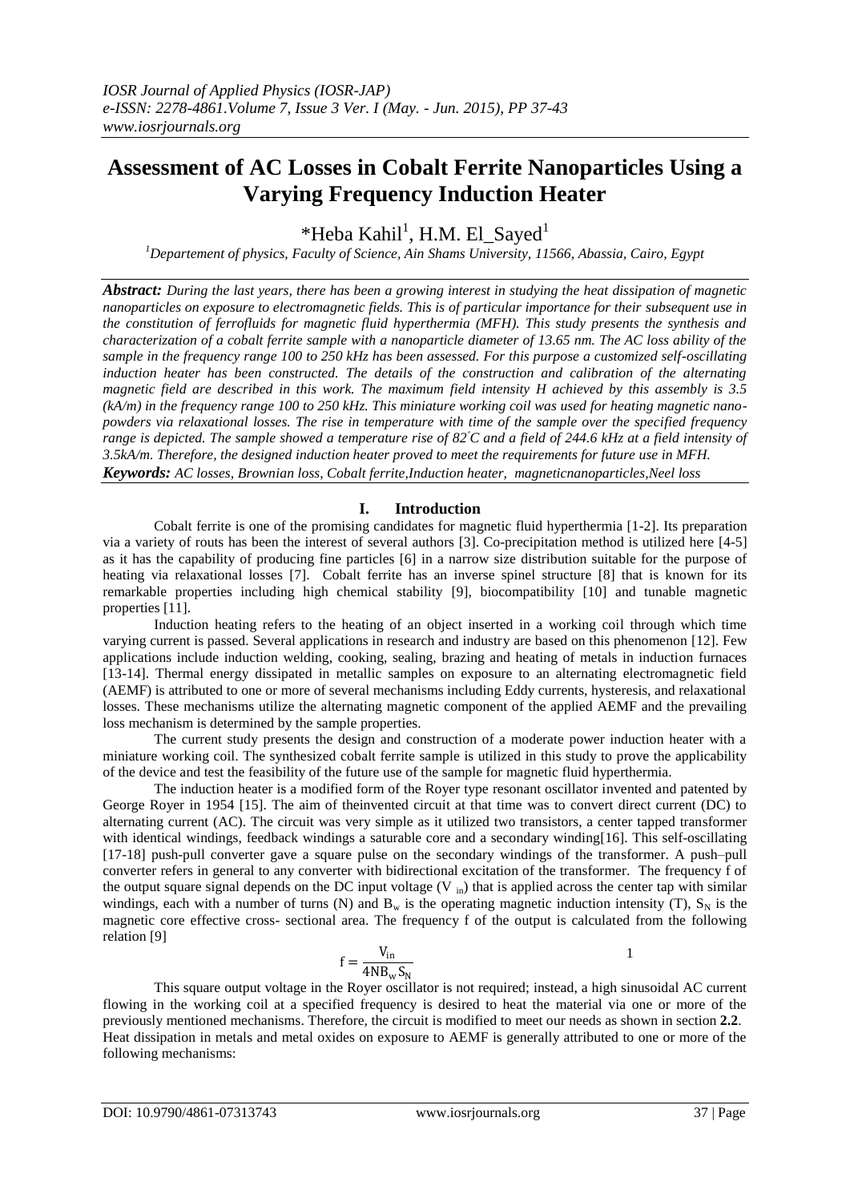# Assessment of AC Losses in Cobalt Ferrite Nanoparticles Using a Varying Frequency Induction Heater

*Heba Kahil[1], H.M. El_Sayed[1]

[1]Departement of physics, Faculty of Science, Ain Shams University, 11566, Abassia, Cairo, Egypt

***Abstract:*** *During the last years, there has been a growing interest in studying the heat dissipation of magnetic nanoparticles on exposure to electromagnetic fields. This is of particular importance for their subsequent use in the constitution of ferrofluids for magnetic fluid hyperthermia (MFH). This study presents the synthesis and characterization of a cobalt ferrite sample with a nanoparticle diameter of 13.65 nm. The AC loss ability of the sample in the frequency range 100 to 250 kHz has been assessed. For this purpose a customized self-oscillating induction heater has been constructed. The details of the construction and calibration of the alternating magnetic field are described in this work. The maximum field intensity H achieved by this assembly is 3.5 (kA/m) in the frequency range 100 to 250 kHz. This miniature working coil was used for heating magnetic nano-powders via relaxational losses. The rise in temperature with time of the sample over the specified frequency range is depicted. The sample showed a temperature rise of 82°C and a field of 244.6 kHz at a field intensity of 3.5kA/m. Therefore, the designed induction heater proved to meet the requirements for future use in MFH.*

***Keywords:*** *AC losses, Brownian loss, Cobalt ferrite,Induction heater, magneticnanoparticles,Neel loss*

## I. Introduction

Cobalt ferrite is one of the promising candidates for magnetic fluid hyperthermia [1-2]. Its preparation via a variety of routs has been the interest of several authors [3]. Co-precipitation method is utilized here [4-5] as it has the capability of producing fine particles [6] in a narrow size distribution suitable for the purpose of heating via relaxational losses [7]. Cobalt ferrite has an inverse spinel structure [8] that is known for its remarkable properties including high chemical stability [9], biocompatibility [10] and tunable magnetic properties [11].

Induction heating refers to the heating of an object inserted in a working coil through which time varying current is passed. Several applications in research and industry are based on this phenomenon [12]. Few applications include induction welding, cooking, sealing, brazing and heating of metals in induction furnaces [13-14]. Thermal energy dissipated in metallic samples on exposure to an alternating electromagnetic field (AEMF) is attributed to one or more of several mechanisms including Eddy currents, hysteresis, and relaxational losses. These mechanisms utilize the alternating magnetic component of the applied AEMF and the prevailing loss mechanism is determined by the sample properties.

The current study presents the design and construction of a moderate power induction heater with a miniature working coil. The synthesized cobalt ferrite sample is utilized in this study to prove the applicability of the device and test the feasibility of the future use of the sample for magnetic fluid hyperthermia.

The induction heater is a modified form of the Royer type resonant oscillator invented and patented by George Royer in 1954 [15]. The aim of theinvented circuit at that time was to convert direct current (DC) to alternating current (AC). The circuit was very simple as it utilized two transistors, a center tapped transformer with identical windings, feedback windings a saturable core and a secondary winding[16]. This self-oscillating [17-18] push-pull converter gave a square pulse on the secondary windings of the transformer. A push–pull converter refers in general to any converter with bidirectional excitation of the transformer. The frequency f of the output square signal depends on the DC input voltage ($V_{in}$) that is applied across the center tap with similar windings, each with a number of turns (N) and $B_w$ is the operating magnetic induction intensity (T), $S_N$ is the magnetic core effective cross- sectional area. The frequency f of the output is calculated from the following relation [9]

$$f = \frac{V_{in}}{4NB_w S_N} \qquad 1$$

This square output voltage in the Royer oscillator is not required; instead, a high sinusoidal AC current flowing in the working coil at a specified frequency is desired to heat the material via one or more of the previously mentioned mechanisms. Therefore, the circuit is modified to meet our needs as shown in section **2.2**. Heat dissipation in metals and metal oxides on exposure to AEMF is generally attributed to one or more of the following mechanisms: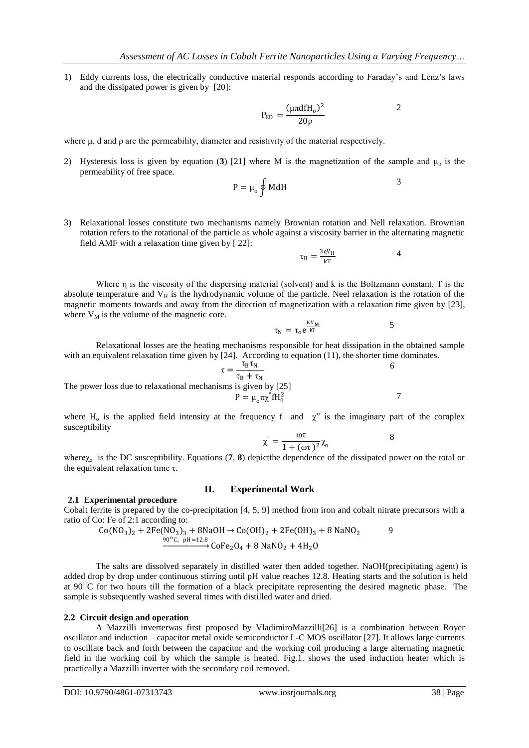1) Eddy currents loss, the electrically conductive material responds according to Faraday's and Lenz's laws and the dissipated power is given by [20]:

$$P_{ED} = \frac{(\mu\pi d f H_o)^2}{20\rho} \qquad 2$$

where μ, d and ρ are the permeability, diameter and resistivity of the material respectively.

2) Hysteresis loss is given by equation (**3**) [21] where M is the magnetization of the sample and $\mu_o$ is the permeability of free space.

$$P = \mu_o \oint M dH \qquad 3$$

3) Relaxational losses constitute two mechanisms namely Brownian rotation and Nell relaxation. Brownian rotation refers to the rotational of the particle as whole against a viscosity barrier in the alternating magnetic field AMF with a relaxation time given by [ 22]:

$$\tau_B = \frac{3\eta V_H}{kT} \qquad 4$$

Where η is the viscosity of the dispersing material (solvent) and k is the Boltzmann constant, T is the absolute temperature and $V_H$ is the hydrodynamic volume of the particle. Neel relaxation is the rotation of the magnetic moments towards and away from the direction of magnetization with a relaxation time given by [23], where $V_M$ is the volume of the magnetic core.

$$\tau_N = \tau_o e^{\frac{KV_M}{kT}} \qquad 5$$

Relaxational losses are the heating mechanisms responsible for heat dissipation in the obtained sample with an equivalent relaxation time given by [24]. According to equation (11), the shorter time dominates.

$$\tau = \frac{\tau_B \tau_N}{\tau_B + \tau_N} \qquad 6$$

The power loss due to relaxational mechanisms is given by [25]

$$P = \mu_o \pi \chi'' f H_o^2 \qquad 7$$

where $H_o$ is the applied field intensity at the frequency f and $\chi''$ is the imaginary part of the complex susceptibility

$$\chi'' = \frac{\omega\tau}{1 + (\omega\tau)^2}\chi_o \qquad 8$$

where$\chi_o$ is the DC susceptibility. Equations (**7**, **8**) depictthe dependence of the dissipated power on the total or the equivalent relaxation time τ.

## II. Experimental Work

### 2.1 Experimental procedure

Cobalt ferrite is prepared by the co-precipitation [4, 5, 9] method from iron and cobalt nitrate precursors with a ratio of Co: Fe of 2:1 according to:

$$Co(NO_3)_2 + 2Fe(NO_3)_3 + 8NaOH \rightarrow Co(OH)_2 + 2Fe(OH)_3 + 8\,NaNO_2 \qquad 9$$

$$\xrightarrow{90^oC,\ pH=12.8} CoFe_2O_4 + 8\,NaNO_2 + 4H_2O$$

The salts are dissolved separately in distilled water then added together. NaOH(precipitating agent) is added drop by drop under continuous stirring until pH value reaches 12.8. Heating starts and the solution is held at 90 C for two hours till the formation of a black precipitate representing the desired magnetic phase. The sample is subsequently washed several times with distilled water and dried.

### 2.2 Circuit design and operation

A Mazzilli inverterwas first proposed by VladimiroMazzilli[26] is a combination between Royer oscillator and induction – capacitor metal oxide semiconductor L-C MOS oscillator [27]. It allows large currents to oscillate back and forth between the capacitor and the working coil producing a large alternating magnetic field in the working coil by which the sample is heated. Fig.1. shows the used induction heater which is practically a Mazzilli inverter with the secondary coil removed.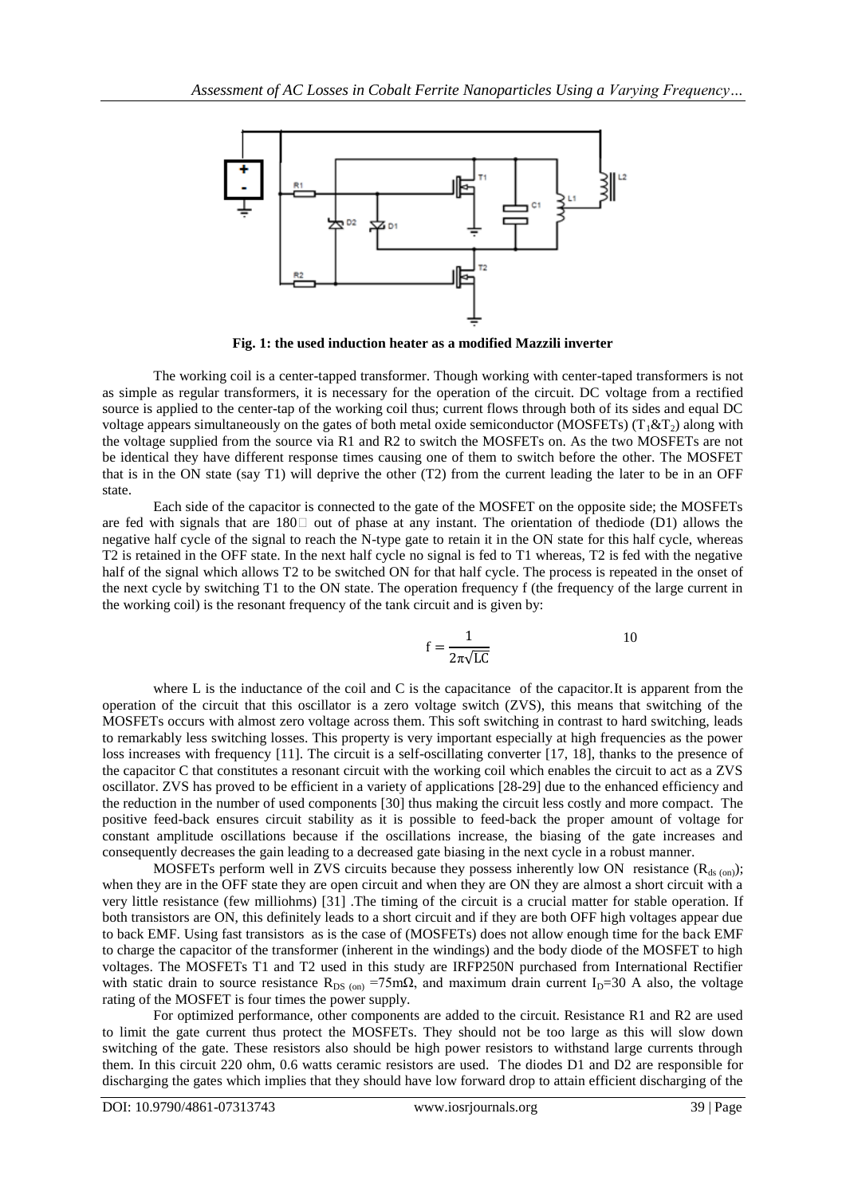**Fig. 1: the used induction heater as a modified Mazzili inverter**

The working coil is a center-tapped transformer. Though working with center-taped transformers is not as simple as regular transformers, it is necessary for the operation of the circuit. DC voltage from a rectified source is applied to the center-tap of the working coil thus; current flows through both of its sides and equal DC voltage appears simultaneously on the gates of both metal oxide semiconductor (MOSFETs) ($T_1$&$T_2$) along with the voltage supplied from the source via R1 and R2 to switch the MOSFETs on. As the two MOSFETs are not be identical they have different response times causing one of them to switch before the other. The MOSFET that is in the ON state (say T1) will deprive the other (T2) from the current leading the later to be in an OFF state.

Each side of the capacitor is connected to the gate of the MOSFET on the opposite side; the MOSFETs are fed with signals that are 180□ out of phase at any instant. The orientation of thediode (D1) allows the negative half cycle of the signal to reach the N-type gate to retain it in the ON state for this half cycle, whereas T2 is retained in the OFF state. In the next half cycle no signal is fed to T1 whereas, T2 is fed with the negative half of the signal which allows T2 to be switched ON for that half cycle. The process is repeated in the onset of the next cycle by switching T1 to the ON state. The operation frequency f (the frequency of the large current in the working coil) is the resonant frequency of the tank circuit and is given by:

$$f = \frac{1}{2\pi\sqrt{LC}} \qquad 10$$

where L is the inductance of the coil and C is the capacitance of the capacitor.It is apparent from the operation of the circuit that this oscillator is a zero voltage switch (ZVS), this means that switching of the MOSFETs occurs with almost zero voltage across them. This soft switching in contrast to hard switching, leads to remarkably less switching losses. This property is very important especially at high frequencies as the power loss increases with frequency [11]. The circuit is a self-oscillating converter [17, 18], thanks to the presence of the capacitor C that constitutes a resonant circuit with the working coil which enables the circuit to act as a ZVS oscillator. ZVS has proved to be efficient in a variety of applications [28-29] due to the enhanced efficiency and the reduction in the number of used components [30] thus making the circuit less costly and more compact. The positive feed-back ensures circuit stability as it is possible to feed-back the proper amount of voltage for constant amplitude oscillations because if the oscillations increase, the biasing of the gate increases and consequently decreases the gain leading to a decreased gate biasing in the next cycle in a robust manner.

MOSFETs perform well in ZVS circuits because they possess inherently low ON resistance ($R_{ds\,(on)}$); when they are in the OFF state they are open circuit and when they are ON they are almost a short circuit with a very little resistance (few milliohms) [31] .The timing of the circuit is a crucial matter for stable operation. If both transistors are ON, this definitely leads to a short circuit and if they are both OFF high voltages appear due to back EMF. Using fast transistors as is the case of (MOSFETs) does not allow enough time for the back EMF to charge the capacitor of the transformer (inherent in the windings) and the body diode of the MOSFET to high voltages. The MOSFETs T1 and T2 used in this study are IRFP250N purchased from International Rectifier with static drain to source resistance $R_{DS\,(on)}$ =75mΩ, and maximum drain current $I_D$=30 A also, the voltage rating of the MOSFET is four times the power supply.

For optimized performance, other components are added to the circuit. Resistance R1 and R2 are used to limit the gate current thus protect the MOSFETs. They should not be too large as this will slow down switching of the gate. These resistors also should be high power resistors to withstand large currents through them. In this circuit 220 ohm, 0.6 watts ceramic resistors are used. The diodes D1 and D2 are responsible for discharging the gates which implies that they should have low forward drop to attain efficient discharging of the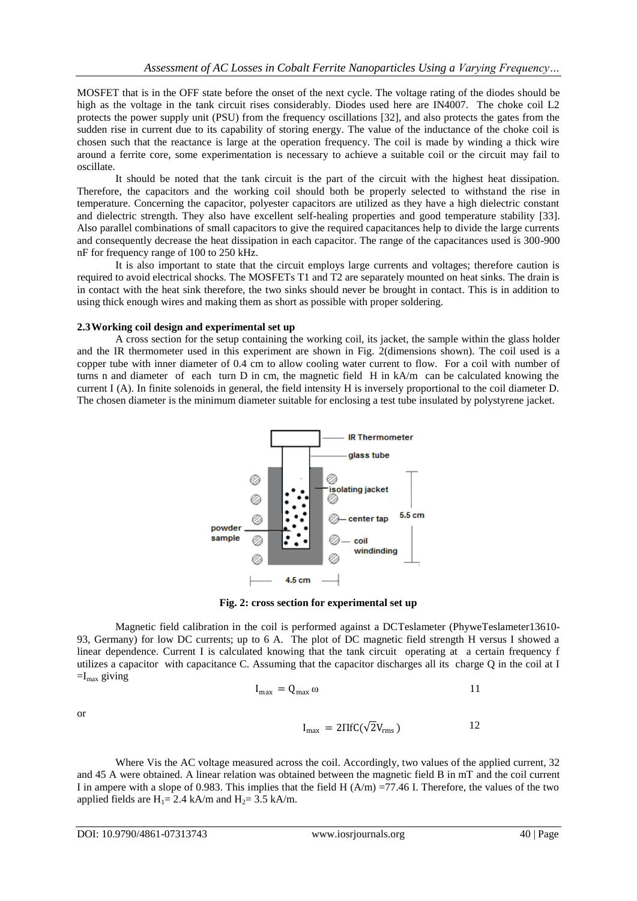MOSFET that is in the OFF state before the onset of the next cycle. The voltage rating of the diodes should be high as the voltage in the tank circuit rises considerably. Diodes used here are IN4007. The choke coil L2 protects the power supply unit (PSU) from the frequency oscillations [32], and also protects the gates from the sudden rise in current due to its capability of storing energy. The value of the inductance of the choke coil is chosen such that the reactance is large at the operation frequency. The coil is made by winding a thick wire around a ferrite core, some experimentation is necessary to achieve a suitable coil or the circuit may fail to oscillate.

It should be noted that the tank circuit is the part of the circuit with the highest heat dissipation. Therefore, the capacitors and the working coil should both be properly selected to withstand the rise in temperature. Concerning the capacitor, polyester capacitors are utilized as they have a high dielectric constant and dielectric strength. They also have excellent self-healing properties and good temperature stability [33]. Also parallel combinations of small capacitors to give the required capacitances help to divide the large currents and consequently decrease the heat dissipation in each capacitor. The range of the capacitances used is 300-900 nF for frequency range of 100 to 250 kHz.

It is also important to state that the circuit employs large currents and voltages; therefore caution is required to avoid electrical shocks. The MOSFETs T1 and T2 are separately mounted on heat sinks. The drain is in contact with the heat sink therefore, the two sinks should never be brought in contact. This is in addition to using thick enough wires and making them as short as possible with proper soldering.

### 2.3 Working coil design and experimental set up

A cross section for the setup containing the working coil, its jacket, the sample within the glass holder and the IR thermometer used in this experiment are shown in Fig. 2(dimensions shown). The coil used is a copper tube with inner diameter of 0.4 cm to allow cooling water current to flow. For a coil with number of turns n and diameter of each turn D in cm, the magnetic field H in kA/m can be calculated knowing the current I (A). In finite solenoids in general, the field intensity H is inversely proportional to the coil diameter D. The chosen diameter is the minimum diameter suitable for enclosing a test tube insulated by polystyrene jacket.

**Fig. 2: cross section for experimental set up**

Magnetic field calibration in the coil is performed against a DCTeslameter (PhyweTeslameter13610-93, Germany) for low DC currents; up to 6 A. The plot of DC magnetic field strength H versus I showed a linear dependence. Current I is calculated knowing that the tank circuit operating at a certain frequency f utilizes a capacitor with capacitance C. Assuming that the capacitor discharges all its charge Q in the coil at $I = I_{max}$ giving

$$I_{max} = Q_{max}\,\omega \qquad 11$$

or

$$I_{max} = 2\Pi f C(\sqrt{2}V_{rms}) \qquad 12$$

Where Vis the AC voltage measured across the coil. Accordingly, two values of the applied current, 32 and 45 A were obtained. A linear relation was obtained between the magnetic field B in mT and the coil current I in ampere with a slope of 0.983. This implies that the field H (A/m) =77.46 I. Therefore, the values of the two applied fields are $H_1$= 2.4 kA/m and $H_2$= 3.5 kA/m.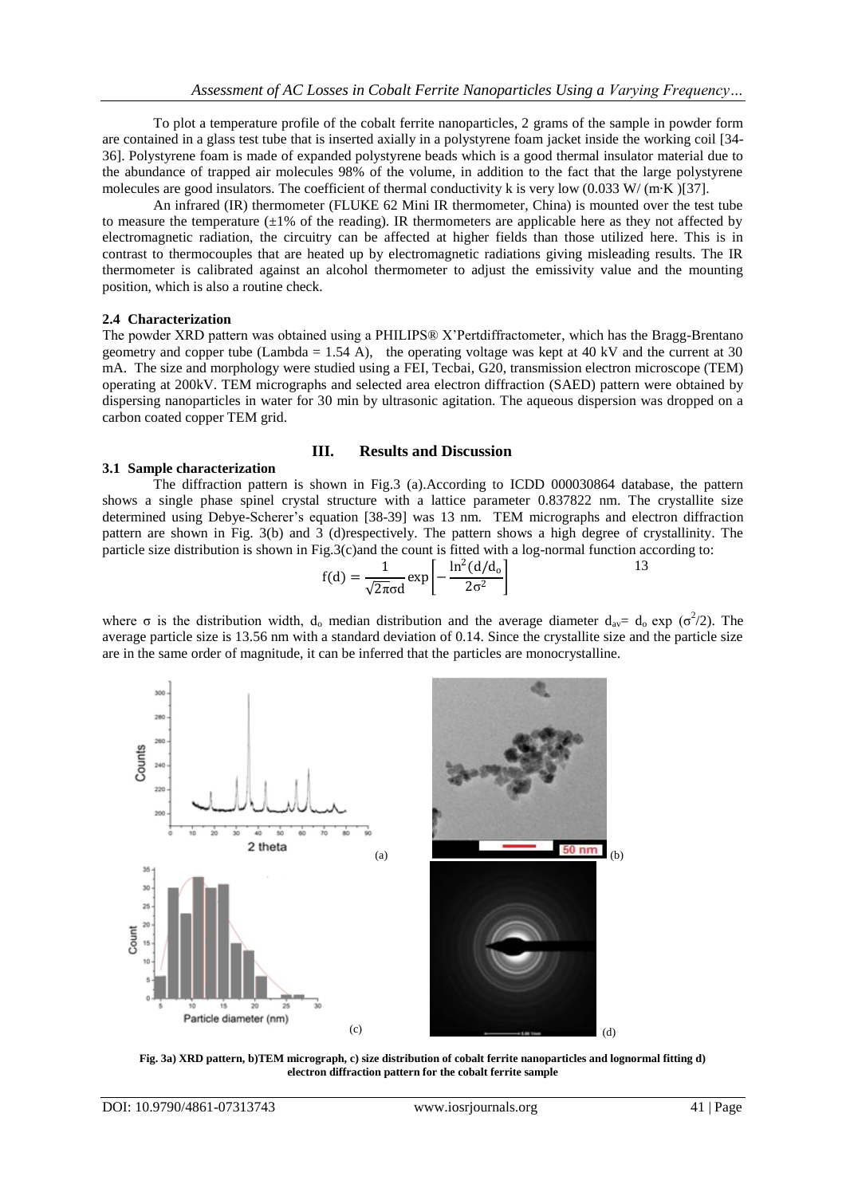To plot a temperature profile of the cobalt ferrite nanoparticles, 2 grams of the sample in powder form are contained in a glass test tube that is inserted axially in a polystyrene foam jacket inside the working coil [34-36]. Polystyrene foam is made of expanded polystyrene beads which is a good thermal insulator material due to the abundance of trapped air molecules 98% of the volume, in addition to the fact that the large polystyrene molecules are good insulators. The coefficient of thermal conductivity k is very low (0.033 W/ (m·K )[37].

An infrared (IR) thermometer (FLUKE 62 Mini IR thermometer, China) is mounted over the test tube to measure the temperature (±1% of the reading). IR thermometers are applicable here as they not affected by electromagnetic radiation, the circuitry can be affected at higher fields than those utilized here. This is in contrast to thermocouples that are heated up by electromagnetic radiations giving misleading results. The IR thermometer is calibrated against an alcohol thermometer to adjust the emissivity value and the mounting position, which is also a routine check.

### 2.4 Characterization

The powder XRD pattern was obtained using a PHILIPS® X'Pertdiffractometer, which has the Bragg-Brentano geometry and copper tube (Lambda = 1.54 A), the operating voltage was kept at 40 kV and the current at 30 mA. The size and morphology were studied using a FEI, Tecbai, G20, transmission electron microscope (TEM) operating at 200kV. TEM micrographs and selected area electron diffraction (SAED) pattern were obtained by dispersing nanoparticles in water for 30 min by ultrasonic agitation. The aqueous dispersion was dropped on a carbon coated copper TEM grid.

## III. Results and Discussion

### 3.1 Sample characterization

The diffraction pattern is shown in Fig.3 (a).According to ICDD 000030864 database, the pattern shows a single phase spinel crystal structure with a lattice parameter 0.837822 nm. The crystallite size determined using Debye-Scherer's equation [38-39] was 13 nm. TEM micrographs and electron diffraction pattern are shown in Fig. 3(b) and 3 (d)respectively. The pattern shows a high degree of crystallinity. The particle size distribution is shown in Fig.3(c)and the count is fitted with a log-normal function according to:

$$f(d) = \frac{1}{\sqrt{2\pi}\sigma d} \exp\left[-\frac{\ln^2(d/d_o)}{2\sigma^2}\right] \qquad 13$$

where σ is the distribution width, $d_o$ median distribution and the average diameter $d_{av} = d_o \exp(\sigma^2/2)$. The average particle size is 13.56 nm with a standard deviation of 0.14. Since the crystallite size and the particle size are in the same order of magnitude, it can be inferred that the particles are monocrystalline.

**Fig. 3a) XRD pattern, b)TEM micrograph, c) size distribution of cobalt ferrite nanoparticles and lognormal fitting d) electron diffraction pattern for the cobalt ferrite sample**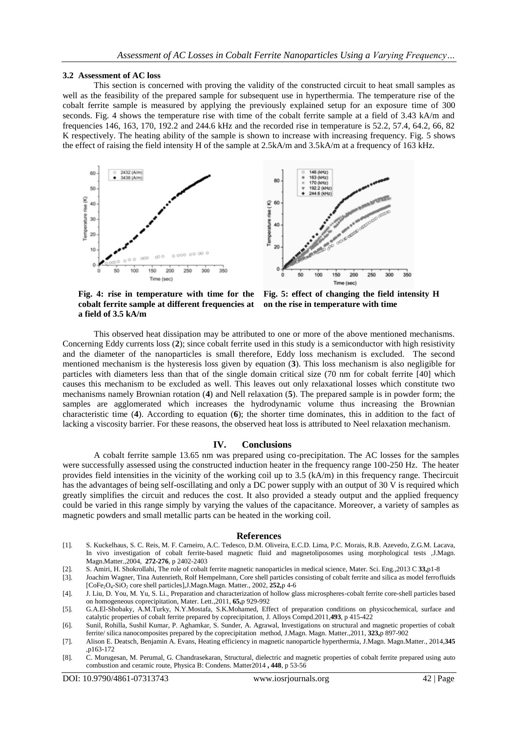### 3.2 Assessment of AC loss

This section is concerned with proving the validity of the constructed circuit to heat small samples as well as the feasibility of the prepared sample for subsequent use in hyperthermia. The temperature rise of the cobalt ferrite sample is measured by applying the previously explained setup for an exposure time of 300 seconds. Fig. 4 shows the temperature rise with time of the cobalt ferrite sample at a field of 3.43 kA/m and frequencies 146, 163, 170, 192.2 and 244.6 kHz and the recorded rise in temperature is 52.2, 57.4, 64.2, 66, 82 K respectively. The heating ability of the sample is shown to increase with increasing frequency. Fig. 5 shows the effect of raising the field intensity H of the sample at 2.5kA/m and 3.5kA/m at a frequency of 163 kHz.

**Fig. 4: rise in temperature with time for the cobalt ferrite sample at different frequencies at a field of 3.5 kA/m**

**Fig. 5: effect of changing the field intensity H on the rise in temperature with time**

This observed heat dissipation may be attributed to one or more of the above mentioned mechanisms. Concerning Eddy currents loss (**2**); since cobalt ferrite used in this study is a semiconductor with high resistivity and the diameter of the nanoparticles is small therefore, Eddy loss mechanism is excluded. The second mentioned mechanism is the hysteresis loss given by equation (**3**). This loss mechanism is also negligible for particles with diameters less than that of the single domain critical size (70 nm for cobalt ferrite [40] which causes this mechanism to be excluded as well. This leaves out only relaxational losses which constitute two mechanisms namely Brownian rotation (**4**) and Nell relaxation (**5**). The prepared sample is in powder form; the samples are agglomerated which increases the hydrodynamic volume thus increasing the Brownian characteristic time (**4**). According to equation (**6**); the shorter time dominates, this in addition to the fact of lacking a viscosity barrier. For these reasons, the observed heat loss is attributed to Neel relaxation mechanism.

## IV. Conclusions

A cobalt ferrite sample 13.65 nm was prepared using co-precipitation. The AC losses for the samples were successfully assessed using the constructed induction heater in the frequency range 100-250 Hz. The heater provides field intensities in the vicinity of the working coil up to 3.5 (kA/m) in this frequency range. Thecircuit has the advantages of being self-oscillating and only a DC power supply with an output of 30 V is required which greatly simplifies the circuit and reduces the cost. It also provided a steady output and the applied frequency could be varied in this range simply by varying the values of the capacitance. Moreover, a variety of samples as magnetic powders and small metallic parts can be heated in the working coil.

## References

[1]. S. Kuckelhaus, S. C. Reis, M. F. Carneiro, A.C. Tedesco, D.M. Oliveira, E.C.D. Lima, P.C. Morais, R.B. Azevedo, Z.G.M. Lacava, In vivo investigation of cobalt ferrite-based magnetic fluid and magnetoliposomes using morphological tests ,J.Magn. Magn.Matter.,2004, **272-276**, p 2402-2403

[2]. S. Amiri, H. Shokrollahi, The role of cobalt ferrite magnetic nanoparticles in medical science, Mater. Sci. Eng.,2013 C **33,**p1-8

[3]. Joachim Wagner, Tina Autenrieth, Rolf Hempelmann, Core shell particles consisting of cobalt ferrite and silica as model ferrofluids [$CoFe_2O_4$-$SiO_2$ core shell particles],J.Magn.Magn. Matter., 2002, **252,**p 4-6

[4]. J. Liu, D. You, M. Yu, S. Li., Preparation and characterization of hollow glass microspheres-cobalt ferrite core-shell particles based on homogeneous coprecipitation, Mater. Lett.,2011, **65,**p 929-992

[5]. G.A.El-Shobaky, A.M.Turky, N.Y.Mostafa, S.K.Mohamed, Effect of preparation conditions on physicochemical, surface and catalytic properties of cobalt ferrite prepared by coprecipitation, J. Alloys Compd.2011,**493**, p 415-422

[6]. Sunil, Rohilla, Sushil Kumar, P. Aghamkar, S. Sunder, A. Agrawal, Investigations on structural and magnetic properties of cobalt ferrite/ silica nanocomposites prepared by the coprecipitation method, J.Magn. Magn. Matter.,2011, **323,**p 897-902

[7]. Alison E. Deatsch, Benjamin A. Evans, Heating efficiency in magnetic nanoparticle hyperthermia, J.Magn. Magn.Matter., 2014,**345** ,p163-172

[8]. C. Murugesan, M. Perumal, G. Chandrasekaran, Structural, dielectric and magnetic properties of cobalt ferrite prepared using auto combustion and ceramic route, Physica B: Condens. Matter2014 **, 448**, p 53-56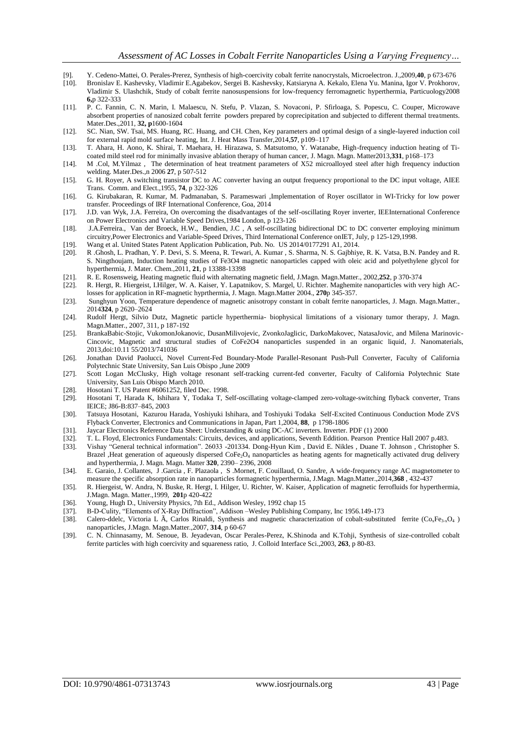[9]. Y. Cedeno-Mattei, O. Perales-Prerez, Synthesis of high-coercivity cobalt ferrite nanocrystals, Microelectron. J.,2009,**40**, p 673-676

[10]. Bronislav E. Kashevsky, Vladimir E.Agabekov, Sergei B. Kashevsky, Katsiaryna A. Kekalo, Elena Yu. Manina, Igor V. Prokhorov, Vladimir S. Ulashchik, Study of cobalt ferrite nanosuspensions for low-frequency ferromagnetic hyperthermia, Particuology2008 **6,**p 322-333

[11]. P. C. Fannin, C. N. Marin, I. Malaescu, N. Stefu, P. Vlazan, S. Novaconi, P. Sfirloaga, S. Popescu, C. Couper, Microwave absorbent properties of nanosized cobalt ferrite powders prepared by coprecipitation and subjected to different thermal treatments. Mater.Des.,2011, **32, p**1600-1604

[12]. SC. Nian, SW. Tsai, MS. Huang, RC. Huang, and CH. Chen, Key parameters and optimal design of a single-layered induction coil for external rapid mold surface heating, Int. J. Heat Mass Transfer,2014,**57**, p109–117

[13]. T. Ahara, H. Aono, K. Shirai, T. Maehara, H. Hirazawa, S. Matsutomo, Y. Watanabe, High-frequency induction heating of Ti-coated mild steel rod for minimally invasive ablation therapy of human cancer, J. Magn. Magn. Matter2013,**331**, p168–173

[14]. M .Col, M.Yilmaz , The determination of heat treatment parameters of X52 microalloyed steel after high frequency induction welding. Mater.Des.,n 2006 **27**, p 507-512

[15]. G. H. Royer, A switching transistor DC to AC converter having an output frequency proportional to the DC input voltage, AIEE Trans. Comm. and Elect.,1955, **74**, p 322-326

[16]. G. Kirubakaran, R. Kumar, M. Padmanaban, S. Parameswari ,Implementation of Royer oscillator in WI-Tricky for low power transfer. Proceedings of IRF International Conference, Goa, 2014

[17]. J.D. van Wyk, J.A. Ferreira, On overcoming the disadvantages of the self-oscillating Royer inverter, IEEInternational Conference on Power Electronics and Variable Speed Drives,1984 London, p 123-126

[18]. J.A.Ferreira., Van der Broeck, H.W., Bendien, J.C , A self-oscillating bidirectional DC to DC converter employing minimum circuitry,Power Electronics and Variable-Speed Drives, Third International Conference onIET, July, p 125-129,1998.

[19]. Wang et al. United States Patent Application Publication, Pub. No. US 2014/0177291 A1, 2014.

[20]. R .Ghosh, L. Pradhan, Y. P. Devi, S. S. Meena, R. Tewari, A. Kumar , S. Sharma, N. S. Gajbhiye, R. K. Vatsa, B.N. Pandey and R. S. Ningthoujam, Induction heating studies of Fe3O4 magnetic nanoparticles capped with oleic acid and polyethylene glycol for hyperthermia, J. Mater. Chem.,2011, **21**, p 13388-13398

[21]. R. E. Rosensweig, Heating magnetic fluid with alternating magnetic field, J.Magn. Magn.Matter., 2002,**252**, p 370-374

[22]. R. Hergt, R. Hiergeist, I.Hilger, W. A. Kaiser, Y. Lapatnikov, S. Margel, U. Richter. Maghemite nanoparticles with very high AC-losses for application in RF-magnetic hyprthermia, J. Magn. Magn.Matter 2004., **270**p 345-357.

[23]. Sunghyun Yoon, Temperature dependence of magnetic anisotropy constant in cobalt ferrite nanoparticles, J. Magn. Magn.Matter., 2014**324**, p 2620–2624

[24]. Rudolf Hergt, Silvio Dutz, Magnetic particle hyperthermia- biophysical limitations of a visionary tumor therapy, J. Magn. Magn.Matter., 2007, 311, p 187-192

[25]. BrankaBabic-Stojic, VukomonJokanovic, DusanMilivojevic, ZvonkoJaglicic, DarkoMakovec, NatasaJovic, and Milena Marinovic-Cincovic, Magnetic and structural studies of CoFe2O4 nanoparticles suspended in an organic liquid, J. Nanomaterials, 2013,doi:10.11 55/2013/741036

[26]. Jonathan David Paolucci, Novel Current-Fed Boundary-Mode Parallel-Resonant Push-Pull Converter, Faculty of California Polytechnic State University, San Luis Obispo ,June 2009

[27]. Scott Logan McClusky, High voltage resonant self-tracking current-fed converter, Faculty of California Polytechnic State University, San Luis Obispo March 2010.

[28]. Hosotani T. US Patent #6061252, filed Dec. 1998.

[29]. Hosotani T, Harada K, Ishihara Y, Todaka T, Self-oscillating voltage-clamped zero-voltage-switching flyback converter, Trans IEICE; J86-B:837–845, 2003

[30]. Tatsuya Hosotani, Kazurou Harada, Yoshiyuki Ishihara, and Toshiyuki Todaka Self-Excited Continuous Conduction Mode ZVS Flyback Converter, Electronics and Communications in Japan, Part 1,2004, **88**, p 1798-1806

[31]. Jaycar Electronics Reference Data Sheet: Understanding & using DC-AC inverters. Inverter. PDF (1) 2000

[32]. T. L. Floyd, Electronics Fundamentals: Circuits, devices, and applications, Seventh Eddition. Pearson Prentice Hall 2007 p.483.

[33]. Vishay "General technical information". 26033 -201334. Dong-Hyun Kim , David E. Nikles , Duane T. Johnson , Christopher S. Brazel ,Heat generation of aqueously dispersed $CoFe_2O_4$ nanoparticles as heating agents for magnetically activated drug delivery and hyperthermia, J. Magn. Magn. Matter **320**, 2390– 2396, 2008

[34]. E. Garaio, J. Collantes, J .Garcia , F. Plazaola , S .Mornet, F. Couillaud, O. Sandre, A wide-frequency range AC magnetometer to measure the specific absorption rate in nanoparticles formagnetic hyperthermia, J.Magn. Magn.Matter.,2014,**368** , 432-437

[35]. R. Hiergeist, W. Andra, N. Buske, R. Hergt, I. Hilger, U. Richter, W. Kaiser, Application of magnetic ferrofluids for hyperthermia, J.Magn. Magn. Matter.,1999, **201**p 420-422

[36]. Young, Hugh D., University Physics, 7th Ed., Addison Wesley, 1992 chap 15

[37]. B-D-Culity, "Elements of X-Ray Diffraction", Addison –Wesley Publishing Company, Inc 1956.149-173

[38]. Calero-ddelc, Victoria L Ã, Carlos Rinaldi, Synthesis and magnetic characterization of cobalt-substituted ferrite ($Co_xFe_{3-x}O_4$ ) nanoparticles, J.Magn. Magn.Matter.,2007, **314**, p 60-67

[39]. C. N. Chinnasamy, M. Senoue, B. Jeyadevan, Oscar Perales-Perez, K.Shinoda and K.Tohji, Synthesis of size-controlled cobalt ferrite particles with high coercivity and squareness ratio, J. Colloid Interface Sci.,2003, **263**, p 80-83.